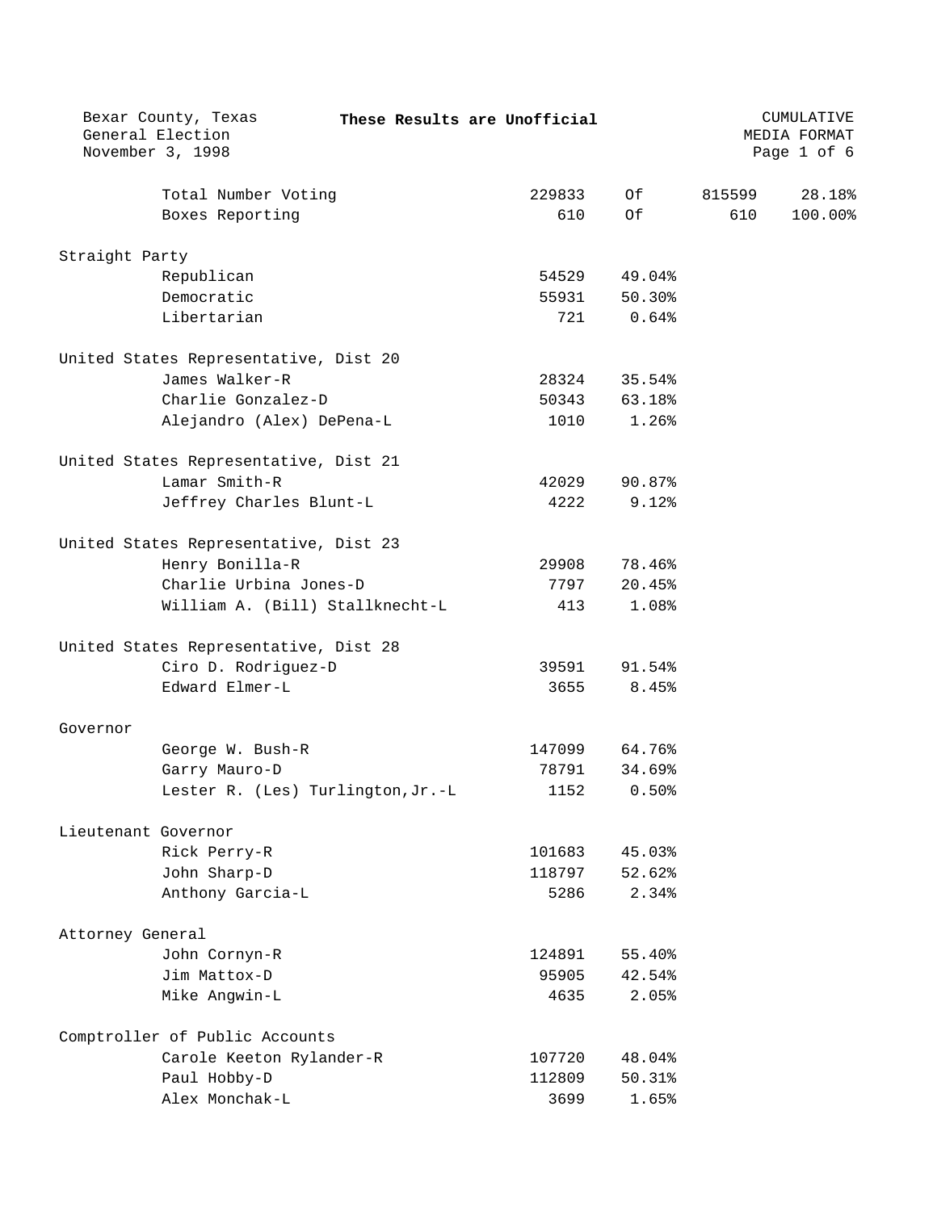Bexar County, Texas
General Election
November 3, 1998

**These Results are Unofficial**

CUMULATIVE
MEDIA FORMAT

| | | | | |
|---|---|---|---|---|
| Total Number Voting | 229833 | Of | 815599 | 28.18% |
| Boxes Reporting | 610 | Of | 610 | 100.00% |

**Straight Party**

| Candidate | Votes | Percent |
|---|---|---|
| Republican | 54529 | 49.04% |
| Democratic | 55931 | 50.30% |
| Libertarian | 721 | 0.64% |

**United States Representative, Dist 20**

| Candidate | Votes | Percent |
|---|---|---|
| James Walker-R | 28324 | 35.54% |
| Charlie Gonzalez-D | 50343 | 63.18% |
| Alejandro (Alex) DePena-L | 1010 | 1.26% |

**United States Representative, Dist 21**

| Candidate | Votes | Percent |
|---|---|---|
| Lamar Smith-R | 42029 | 90.87% |
| Jeffrey Charles Blunt-L | 4222 | 9.12% |

**United States Representative, Dist 23**

| Candidate | Votes | Percent |
|---|---|---|
| Henry Bonilla-R | 29908 | 78.46% |
| Charlie Urbina Jones-D | 7797 | 20.45% |
| William A. (Bill) Stallknecht-L | 413 | 1.08% |

**United States Representative, Dist 28**

| Candidate | Votes | Percent |
|---|---|---|
| Ciro D. Rodriguez-D | 39591 | 91.54% |
| Edward Elmer-L | 3655 | 8.45% |

**Governor**

| Candidate | Votes | Percent |
|---|---|---|
| George W. Bush-R | 147099 | 64.76% |
| Garry Mauro-D | 78791 | 34.69% |
| Lester R. (Les) Turlington,Jr.-L | 1152 | 0.50% |

**Lieutenant Governor**

| Candidate | Votes | Percent |
|---|---|---|
| Rick Perry-R | 101683 | 45.03% |
| John Sharp-D | 118797 | 52.62% |
| Anthony Garcia-L | 5286 | 2.34% |

**Attorney General**

| Candidate | Votes | Percent |
|---|---|---|
| John Cornyn-R | 124891 | 55.40% |
| Jim Mattox-D | 95905 | 42.54% |
| Mike Angwin-L | 4635 | 2.05% |

**Comptroller of Public Accounts**

| Candidate | Votes | Percent |
|---|---|---|
| Carole Keeton Rylander-R | 107720 | 48.04% |
| Paul Hobby-D | 112809 | 50.31% |
| Alex Monchak-L | 3699 | 1.65% |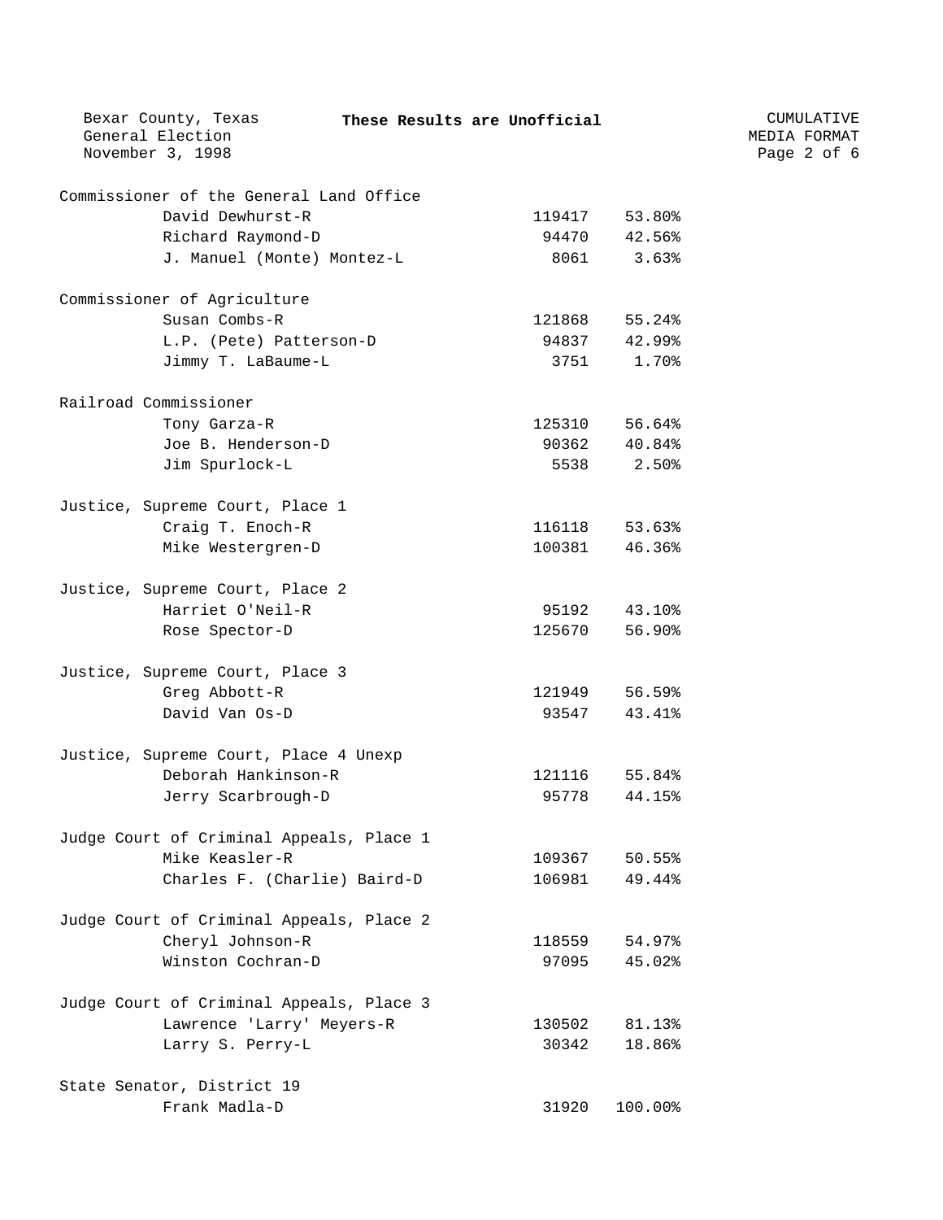**These Results are Unofficial**

Bexar County, Texas
General Election
November 3, 1998

CUMULATIVE
MEDIA FORMAT

### Commissioner of the General Land Office

| Candidate | Votes | Percent |
|---|---|---|
| David Dewhurst-R | 119417 | 53.80% |
| Richard Raymond-D | 94470 | 42.56% |
| J. Manuel (Monte) Montez-L | 8061 | 3.63% |

### Commissioner of Agriculture

| Candidate | Votes | Percent |
|---|---|---|
| Susan Combs-R | 121868 | 55.24% |
| L.P. (Pete) Patterson-D | 94837 | 42.99% |
| Jimmy T. LaBaume-L | 3751 | 1.70% |

### Railroad Commissioner

| Candidate | Votes | Percent |
|---|---|---|
| Tony Garza-R | 125310 | 56.64% |
| Joe B. Henderson-D | 90362 | 40.84% |
| Jim Spurlock-L | 5538 | 2.50% |

### Justice, Supreme Court, Place 1

| Candidate | Votes | Percent |
|---|---|---|
| Craig T. Enoch-R | 116118 | 53.63% |
| Mike Westergren-D | 100381 | 46.36% |

### Justice, Supreme Court, Place 2

| Candidate | Votes | Percent |
|---|---|---|
| Harriet O'Neil-R | 95192 | 43.10% |
| Rose Spector-D | 125670 | 56.90% |

### Justice, Supreme Court, Place 3

| Candidate | Votes | Percent |
|---|---|---|
| Greg Abbott-R | 121949 | 56.59% |
| David Van Os-D | 93547 | 43.41% |

### Justice, Supreme Court, Place 4 Unexp

| Candidate | Votes | Percent |
|---|---|---|
| Deborah Hankinson-R | 121116 | 55.84% |
| Jerry Scarbrough-D | 95778 | 44.15% |

### Judge Court of Criminal Appeals, Place 1

| Candidate | Votes | Percent |
|---|---|---|
| Mike Keasler-R | 109367 | 50.55% |
| Charles F. (Charlie) Baird-D | 106981 | 49.44% |

### Judge Court of Criminal Appeals, Place 2

| Candidate | Votes | Percent |
|---|---|---|
| Cheryl Johnson-R | 118559 | 54.97% |
| Winston Cochran-D | 97095 | 45.02% |

### Judge Court of Criminal Appeals, Place 3

| Candidate | Votes | Percent |
|---|---|---|
| Lawrence 'Larry' Meyers-R | 130502 | 81.13% |
| Larry S. Perry-L | 30342 | 18.86% |

### State Senator, District 19

| Candidate | Votes | Percent |
|---|---|---|
| Frank Madla-D | 31920 | 100.00% |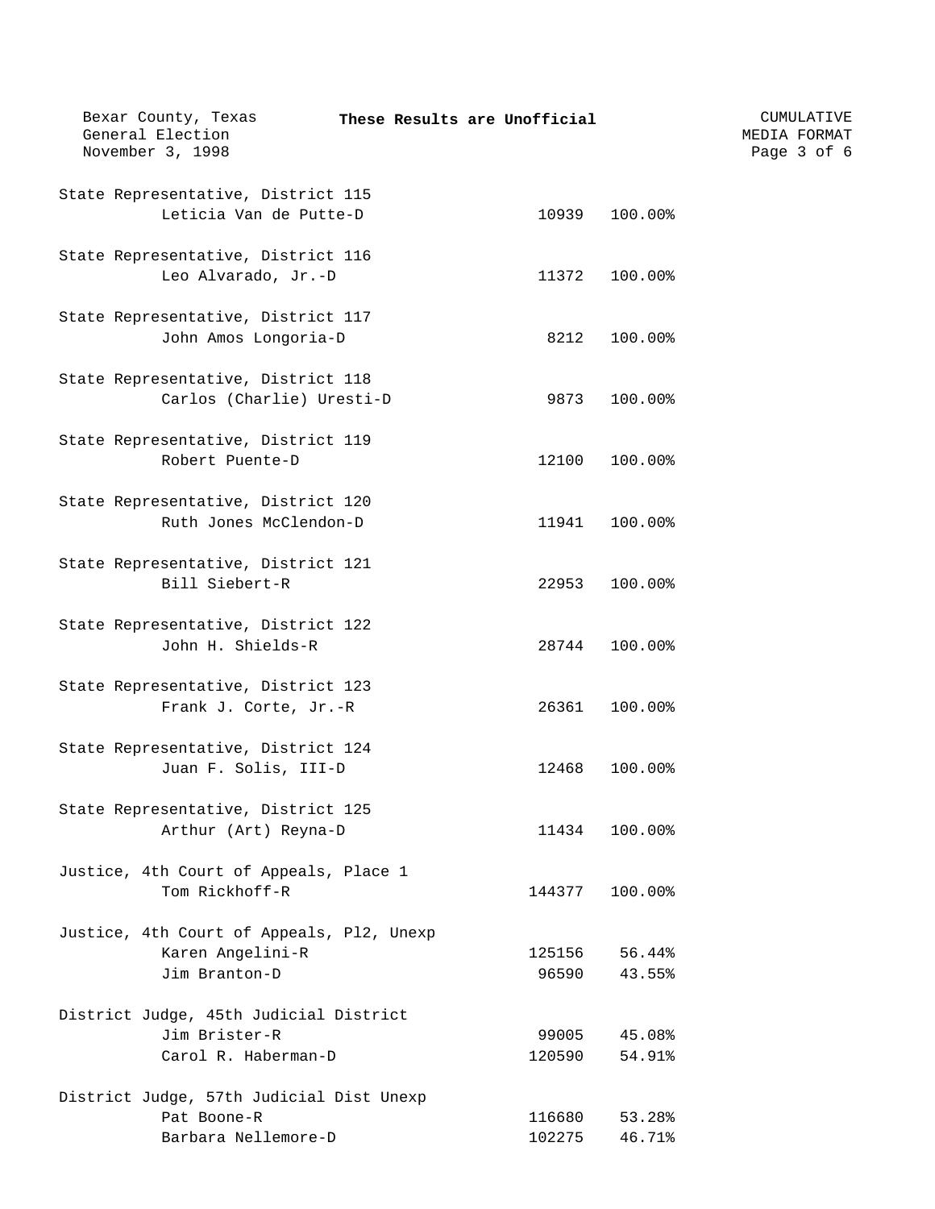State Representative, District 115

| Candidate | Votes | Percent |
| --- | --- | --- |
| Leticia Van de Putte-D | 10939 | 100.00% |

State Representative, District 116

| Candidate | Votes | Percent |
| --- | --- | --- |
| Leo Alvarado, Jr.-D | 11372 | 100.00% |

State Representative, District 117

| Candidate | Votes | Percent |
| --- | --- | --- |
| John Amos Longoria-D | 8212 | 100.00% |

State Representative, District 118

| Candidate | Votes | Percent |
| --- | --- | --- |
| Carlos (Charlie) Uresti-D | 9873 | 100.00% |

State Representative, District 119

| Candidate | Votes | Percent |
| --- | --- | --- |
| Robert Puente-D | 12100 | 100.00% |

State Representative, District 120

| Candidate | Votes | Percent |
| --- | --- | --- |
| Ruth Jones McClendon-D | 11941 | 100.00% |

State Representative, District 121

| Candidate | Votes | Percent |
| --- | --- | --- |
| Bill Siebert-R | 22953 | 100.00% |

State Representative, District 122

| Candidate | Votes | Percent |
| --- | --- | --- |
| John H. Shields-R | 28744 | 100.00% |

State Representative, District 123

| Candidate | Votes | Percent |
| --- | --- | --- |
| Frank J. Corte, Jr.-R | 26361 | 100.00% |

State Representative, District 124

| Candidate | Votes | Percent |
| --- | --- | --- |
| Juan F. Solis, III-D | 12468 | 100.00% |

State Representative, District 125

| Candidate | Votes | Percent |
| --- | --- | --- |
| Arthur (Art) Reyna-D | 11434 | 100.00% |

Justice, 4th Court of Appeals, Place 1

| Candidate | Votes | Percent |
| --- | --- | --- |
| Tom Rickhoff-R | 144377 | 100.00% |

Justice, 4th Court of Appeals, Pl2, Unexp

| Candidate | Votes | Percent |
| --- | --- | --- |
| Karen Angelini-R | 125156 | 56.44% |
| Jim Branton-D | 96590 | 43.55% |

District Judge, 45th Judicial District

| Candidate | Votes | Percent |
| --- | --- | --- |
| Jim Brister-R | 99005 | 45.08% |
| Carol R. Haberman-D | 120590 | 54.91% |

District Judge, 57th Judicial Dist Unexp

| Candidate | Votes | Percent |
| --- | --- | --- |
| Pat Boone-R | 116680 | 53.28% |
| Barbara Nellemore-D | 102275 | 46.71% |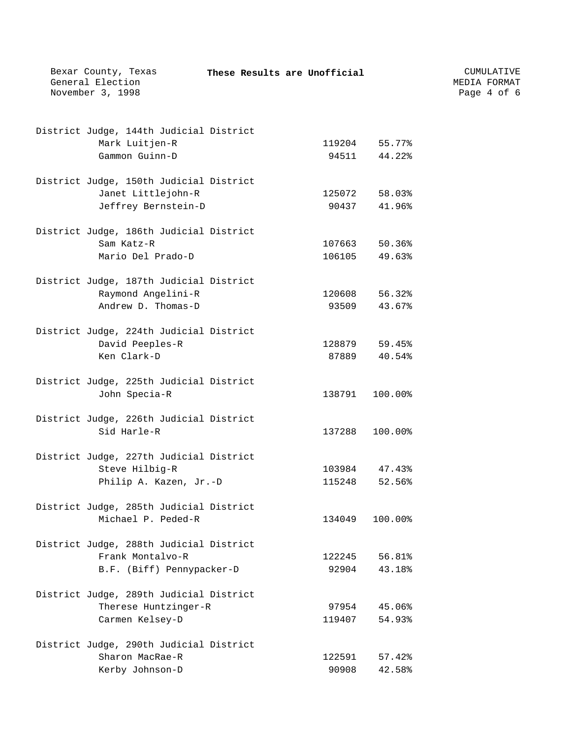District Judge, 144th Judicial District

| Candidate | Votes | Percent |
|---|---|---|
| Mark Luitjen-R | 119204 | 55.77% |
| Gammon Guinn-D | 94511 | 44.22% |

District Judge, 150th Judicial District

| Candidate | Votes | Percent |
|---|---|---|
| Janet Littlejohn-R | 125072 | 58.03% |
| Jeffrey Bernstein-D | 90437 | 41.96% |

District Judge, 186th Judicial District

| Candidate | Votes | Percent |
|---|---|---|
| Sam Katz-R | 107663 | 50.36% |
| Mario Del Prado-D | 106105 | 49.63% |

District Judge, 187th Judicial District

| Candidate | Votes | Percent |
|---|---|---|
| Raymond Angelini-R | 120608 | 56.32% |
| Andrew D. Thomas-D | 93509 | 43.67% |

District Judge, 224th Judicial District

| Candidate | Votes | Percent |
|---|---|---|
| David Peeples-R | 128879 | 59.45% |
| Ken Clark-D | 87889 | 40.54% |

District Judge, 225th Judicial District

| Candidate | Votes | Percent |
|---|---|---|
| John Specia-R | 138791 | 100.00% |

District Judge, 226th Judicial District

| Candidate | Votes | Percent |
|---|---|---|
| Sid Harle-R | 137288 | 100.00% |

District Judge, 227th Judicial District

| Candidate | Votes | Percent |
|---|---|---|
| Steve Hilbig-R | 103984 | 47.43% |
| Philip A. Kazen, Jr.-D | 115248 | 52.56% |

District Judge, 285th Judicial District

| Candidate | Votes | Percent |
|---|---|---|
| Michael P. Peded-R | 134049 | 100.00% |

District Judge, 288th Judicial District

| Candidate | Votes | Percent |
|---|---|---|
| Frank Montalvo-R | 122245 | 56.81% |
| B.F. (Biff) Pennypacker-D | 92904 | 43.18% |

District Judge, 289th Judicial District

| Candidate | Votes | Percent |
|---|---|---|
| Therese Huntzinger-R | 97954 | 45.06% |
| Carmen Kelsey-D | 119407 | 54.93% |

District Judge, 290th Judicial District

| Candidate | Votes | Percent |
|---|---|---|
| Sharon MacRae-R | 122591 | 57.42% |
| Kerby Johnson-D | 90908 | 42.58% |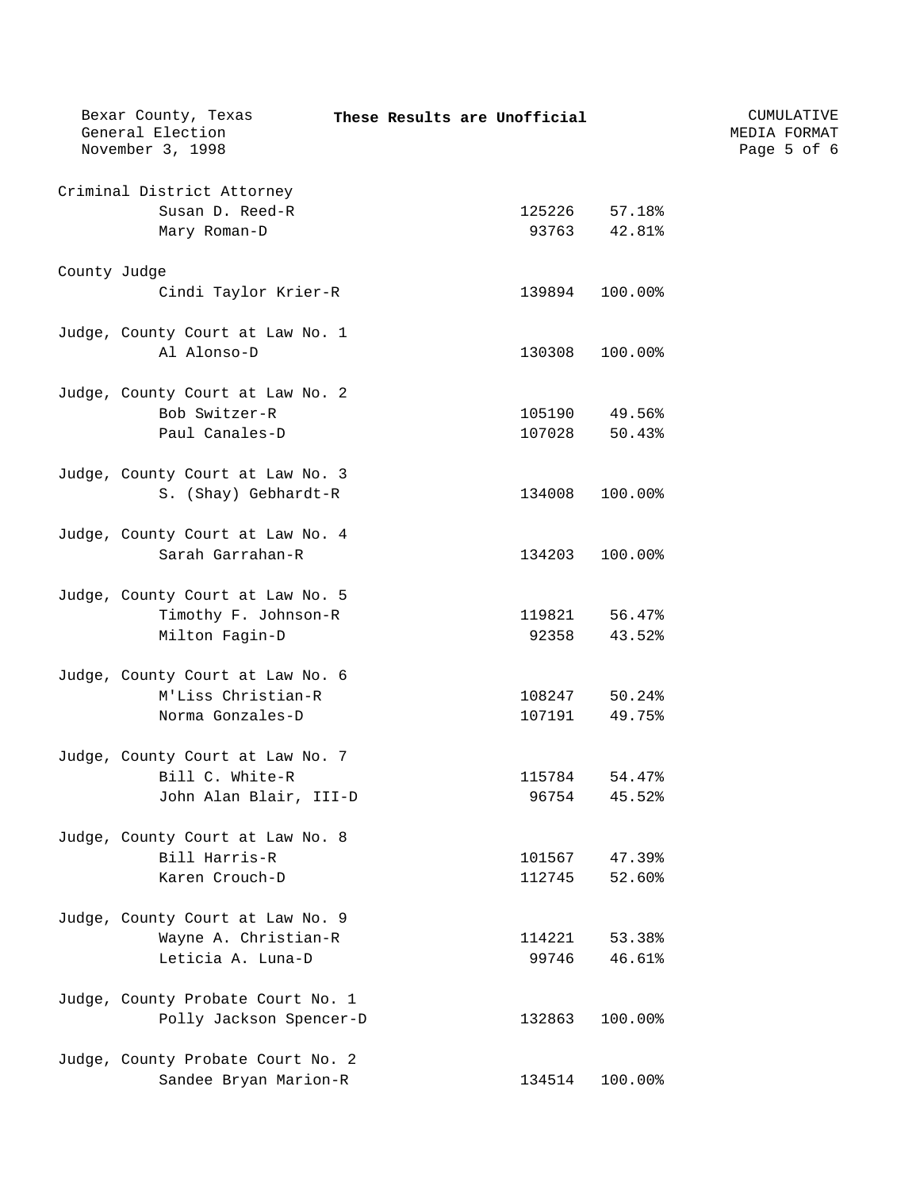Bexar County, Texas
General Election
November 3, 1998

**These Results are Unofficial**

CUMULATIVE
MEDIA FORMAT

### Criminal District Attorney

| Candidate | Votes | Percent |
|---|---|---|
| Susan D. Reed-R | 125226 | 57.18% |
| Mary Roman-D | 93763 | 42.81% |

### County Judge

| Candidate | Votes | Percent |
|---|---|---|
| Cindi Taylor Krier-R | 139894 | 100.00% |

### Judge, County Court at Law No. 1

| Candidate | Votes | Percent |
|---|---|---|
| Al Alonso-D | 130308 | 100.00% |

### Judge, County Court at Law No. 2

| Candidate | Votes | Percent |
|---|---|---|
| Bob Switzer-R | 105190 | 49.56% |
| Paul Canales-D | 107028 | 50.43% |

### Judge, County Court at Law No. 3

| Candidate | Votes | Percent |
|---|---|---|
| S. (Shay) Gebhardt-R | 134008 | 100.00% |

### Judge, County Court at Law No. 4

| Candidate | Votes | Percent |
|---|---|---|
| Sarah Garrahan-R | 134203 | 100.00% |

### Judge, County Court at Law No. 5

| Candidate | Votes | Percent |
|---|---|---|
| Timothy F. Johnson-R | 119821 | 56.47% |
| Milton Fagin-D | 92358 | 43.52% |

### Judge, County Court at Law No. 6

| Candidate | Votes | Percent |
|---|---|---|
| M'Liss Christian-R | 108247 | 50.24% |
| Norma Gonzales-D | 107191 | 49.75% |

### Judge, County Court at Law No. 7

| Candidate | Votes | Percent |
|---|---|---|
| Bill C. White-R | 115784 | 54.47% |
| John Alan Blair, III-D | 96754 | 45.52% |

### Judge, County Court at Law No. 8

| Candidate | Votes | Percent |
|---|---|---|
| Bill Harris-R | 101567 | 47.39% |
| Karen Crouch-D | 112745 | 52.60% |

### Judge, County Court at Law No. 9

| Candidate | Votes | Percent |
|---|---|---|
| Wayne A. Christian-R | 114221 | 53.38% |
| Leticia A. Luna-D | 99746 | 46.61% |

### Judge, County Probate Court No. 1

| Candidate | Votes | Percent |
|---|---|---|
| Polly Jackson Spencer-D | 132863 | 100.00% |

### Judge, County Probate Court No. 2

| Candidate | Votes | Percent |
|---|---|---|
| Sandee Bryan Marion-R | 134514 | 100.00% |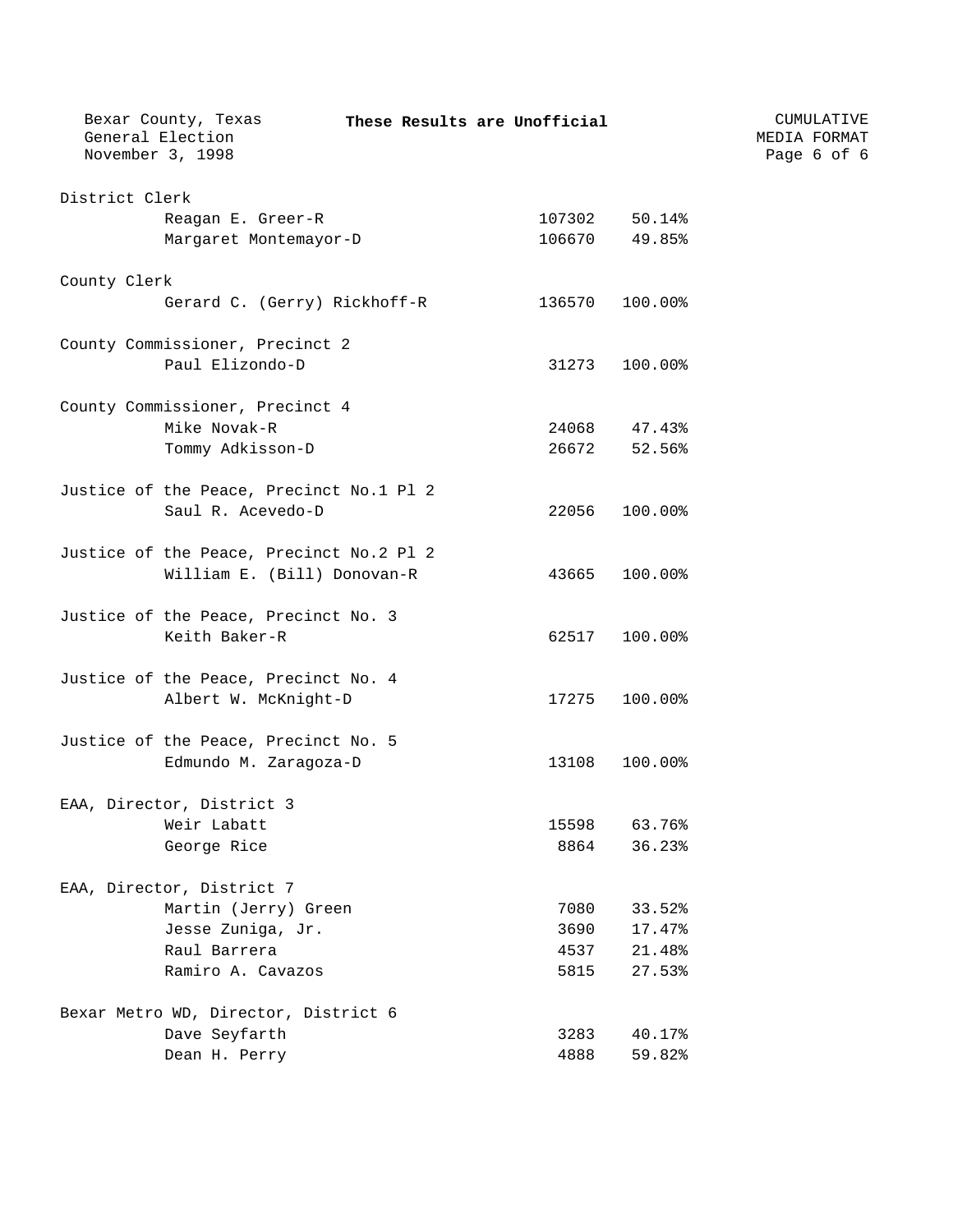Bexar County, Texas
General Election
November 3, 1998

**These Results are Unofficial**

CUMULATIVE
MEDIA FORMAT

District Clerk

| | | |
|---|---|---|
| Reagan E. Greer-R | 107302 | 50.14% |
| Margaret Montemayor-D | 106670 | 49.85% |

County Clerk

| | | |
|---|---|---|
| Gerard C. (Gerry) Rickhoff-R | 136570 | 100.00% |

County Commissioner, Precinct 2

| | | |
|---|---|---|
| Paul Elizondo-D | 31273 | 100.00% |

County Commissioner, Precinct 4

| | | |
|---|---|---|
| Mike Novak-R | 24068 | 47.43% |
| Tommy Adkisson-D | 26672 | 52.56% |

Justice of the Peace, Precinct No.1 Pl 2

| | | |
|---|---|---|
| Saul R. Acevedo-D | 22056 | 100.00% |

Justice of the Peace, Precinct No.2 Pl 2

| | | |
|---|---|---|
| William E. (Bill) Donovan-R | 43665 | 100.00% |

Justice of the Peace, Precinct No. 3

| | | |
|---|---|---|
| Keith Baker-R | 62517 | 100.00% |

Justice of the Peace, Precinct No. 4

| | | |
|---|---|---|
| Albert W. McKnight-D | 17275 | 100.00% |

Justice of the Peace, Precinct No. 5

| | | |
|---|---|---|
| Edmundo M. Zaragoza-D | 13108 | 100.00% |

EAA, Director, District 3

| | | |
|---|---|---|
| Weir Labatt | 15598 | 63.76% |
| George Rice | 8864 | 36.23% |

EAA, Director, District 7

| | | |
|---|---|---|
| Martin (Jerry) Green | 7080 | 33.52% |
| Jesse Zuniga, Jr. | 3690 | 17.47% |
| Raul Barrera | 4537 | 21.48% |
| Ramiro A. Cavazos | 5815 | 27.53% |

Bexar Metro WD, Director, District 6

| | | |
|---|---|---|
| Dave Seyfarth | 3283 | 40.17% |
| Dean H. Perry | 4888 | 59.82% |